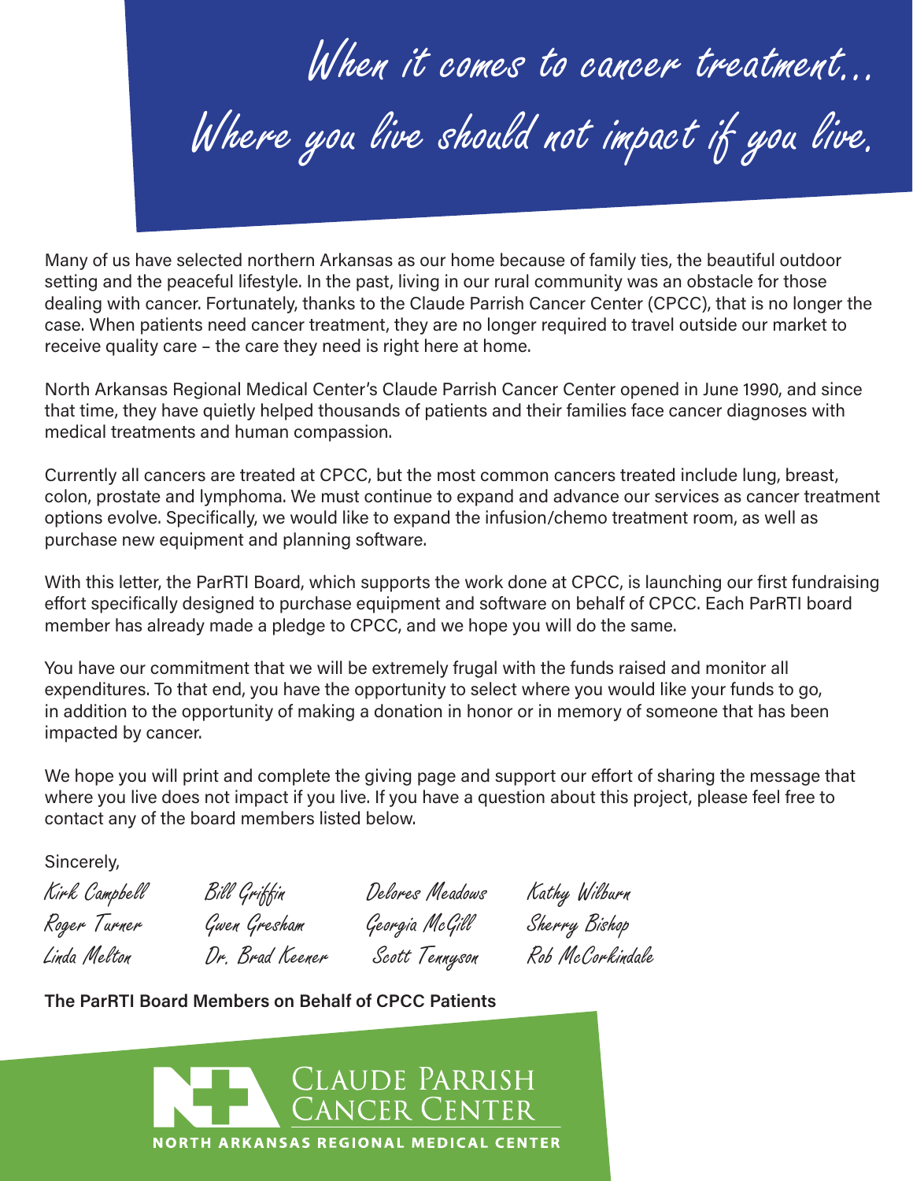# When it comes to cancer treatment... Where you live should not impact if you live.

Many of us have selected northern Arkansas as our home because of family ties, the beautiful outdoor setting and the peaceful lifestyle. In the past, living in our rural community was an obstacle for those dealing with cancer. Fortunately, thanks to the Claude Parrish Cancer Center (CPCC), that is no longer the case. When patients need cancer treatment, they are no longer required to travel outside our market to receive quality care – the care they need is right here at home.

North Arkansas Regional Medical Center's Claude Parrish Cancer Center opened in June 1990, and since that time, they have quietly helped thousands of patients and their families face cancer diagnoses with medical treatments and human compassion.

Currently all cancers are treated at CPCC, but the most common cancers treated include lung, breast, colon, prostate and lymphoma. We must continue to expand and advance our services as cancer treatment options evolve. Specifically, we would like to expand the infusion/chemo treatment room, as well as purchase new equipment and planning software.

With this letter, the ParRTI Board, which supports the work done at CPCC, is launching our first fundraising effort specifically designed to purchase equipment and software on behalf of CPCC. Each ParRTI board member has already made a pledge to CPCC, and we hope you will do the same.

You have our commitment that we will be extremely frugal with the funds raised and monitor all expenditures. To that end, you have the opportunity to select where you would like your funds to go, in addition to the opportunity of making a donation in honor or in memory of someone that has been impacted by cancer.

We hope you will print and complete the giving page and support our effort of sharing the message that where you live does not impact if you live. If you have a question about this project, please feel free to contact any of the board members listed below.

Sincerely,

Kirk Campbell, Roger Turner, Linda Melton, Bill Griffin, Gwen Gresham, Dr. Brad Keener, Delores Meadows, Georgia McGill, Scott Tennyson, Kathy Wilburn, Sherry Bishop, Rob McCorkindale

**The ParRTI Board Members on Behalf of CPCC Patients**

Claude Parrish Cancer Center

NORTH ARKANSAS REGIONAL MEDICAL CENTER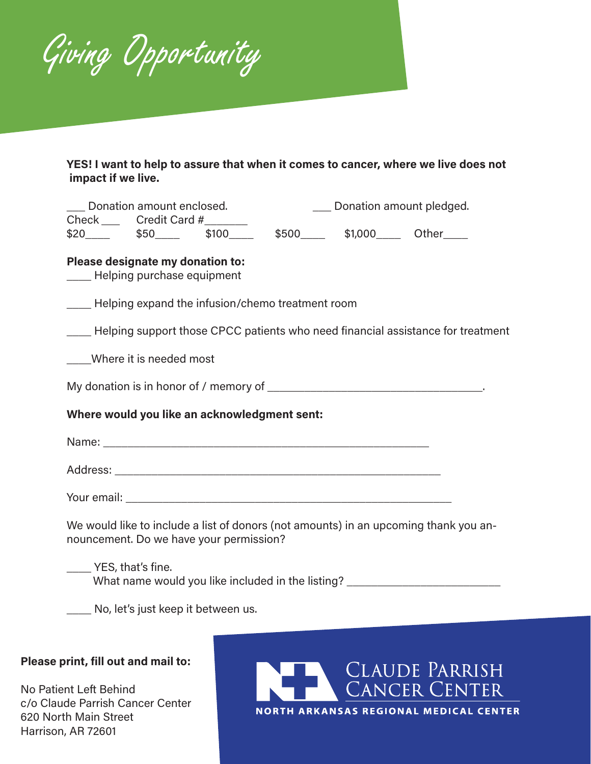# Giving Opportunity

**YES! I want to help to assure that when it comes to cancer, where we live does not impact if we live.**

___ Donation amount enclosed. ___ Donation amount pledged.

Check ___ Credit Card #_______

$20____ $50____ $100____ $500____ $1,000____ Other____

**Please designate my donation to:**

____ Helping purchase equipment

____ Helping expand the infusion/chemo treatment room

____ Helping support those CPCC patients who need financial assistance for treatment

____Where it is needed most

My donation is in honor of / memory of ___________________________________.

**Where would you like an acknowledgment sent:**

Name: _____________________________________________________

Address: ___________________________________________________

Your email: _________________________________________________

We would like to include a list of donors (not amounts) in an upcoming thank you announcement. Do we have your permission?

____ YES, that's fine.
What name would you like included in the listing? _________________________

____ No, let's just keep it between us.

**Please print, fill out and mail to:**

No Patient Left Behind
c/o Claude Parrish Cancer Center
620 North Main Street
Harrison, AR 72601

CLAUDE PARRISH CANCER CENTER
NORTH ARKANSAS REGIONAL MEDICAL CENTER